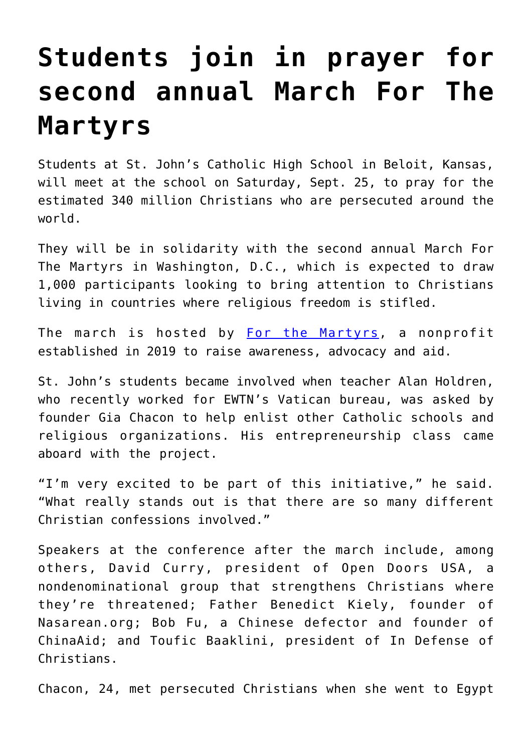# Students join in prayer for second annual March For The Martyrs

Students at St. John's Catholic High School in Beloit, Kansas, will meet at the school on Saturday, Sept. 25, to pray for the estimated 340 million Christians who are persecuted around the world.

They will be in solidarity with the second annual March For The Martyrs in Washington, D.C., which is expected to draw 1,000 participants looking to bring attention to Christians living in countries where religious freedom is stifled.

The march is hosted by [For the Martyrs](), a nonprofit established in 2019 to raise awareness, advocacy and aid.

St. John's students became involved when teacher Alan Holdren, who recently worked for EWTN's Vatican bureau, was asked by founder Gia Chacon to help enlist other Catholic schools and religious organizations. His entrepreneurship class came aboard with the project.

"I'm very excited to be part of this initiative," he said. "What really stands out is that there are so many different Christian confessions involved."

Speakers at the conference after the march include, among others, David Curry, president of Open Doors USA, a nondenominational group that strengthens Christians where they're threatened; Father Benedict Kiely, founder of Nasarean.org; Bob Fu, a Chinese defector and founder of ChinaAid; and Toufic Baaklini, president of In Defense of Christians.

Chacon, 24, met persecuted Christians when she went to Egypt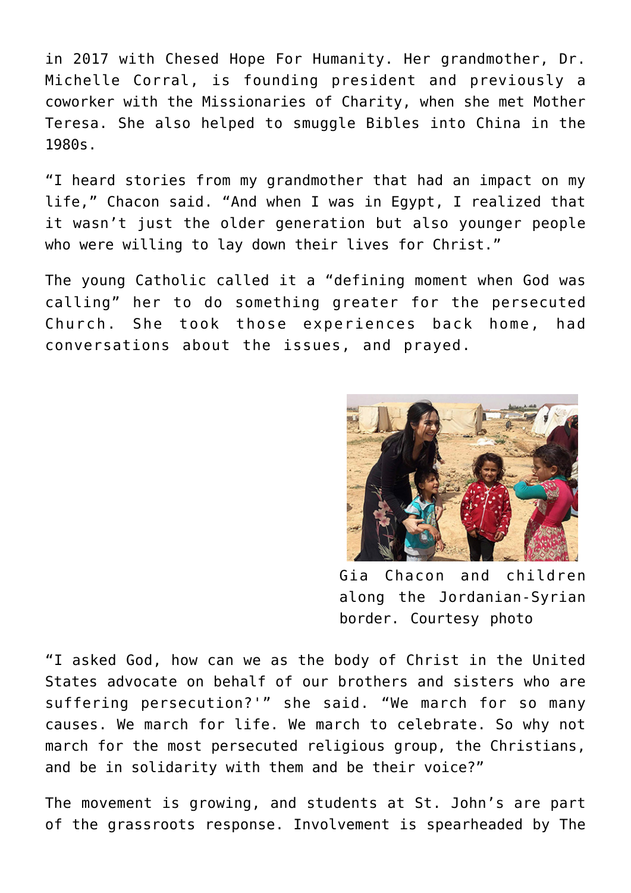in 2017 with Chesed Hope For Humanity. Her grandmother, Dr. Michelle Corral, is founding president and previously a coworker with the Missionaries of Charity, when she met Mother Teresa. She also helped to smuggle Bibles into China in the 1980s.

"I heard stories from my grandmother that had an impact on my life," Chacon said. "And when I was in Egypt, I realized that it wasn't just the older generation but also younger people who were willing to lay down their lives for Christ."

The young Catholic called it a "defining moment when God was calling" her to do something greater for the persecuted Church. She took those experiences back home, had conversations about the issues, and prayed.

Gia Chacon and children along the Jordanian-Syrian border. Courtesy photo

"I asked God, how can we as the body of Christ in the United States advocate on behalf of our brothers and sisters who are suffering persecution?'" she said. "We march for so many causes. We march for life. We march to celebrate. So why not march for the most persecuted religious group, the Christians, and be in solidarity with them and be their voice?"

The movement is growing, and students at St. John's are part of the grassroots response. Involvement is spearheaded by The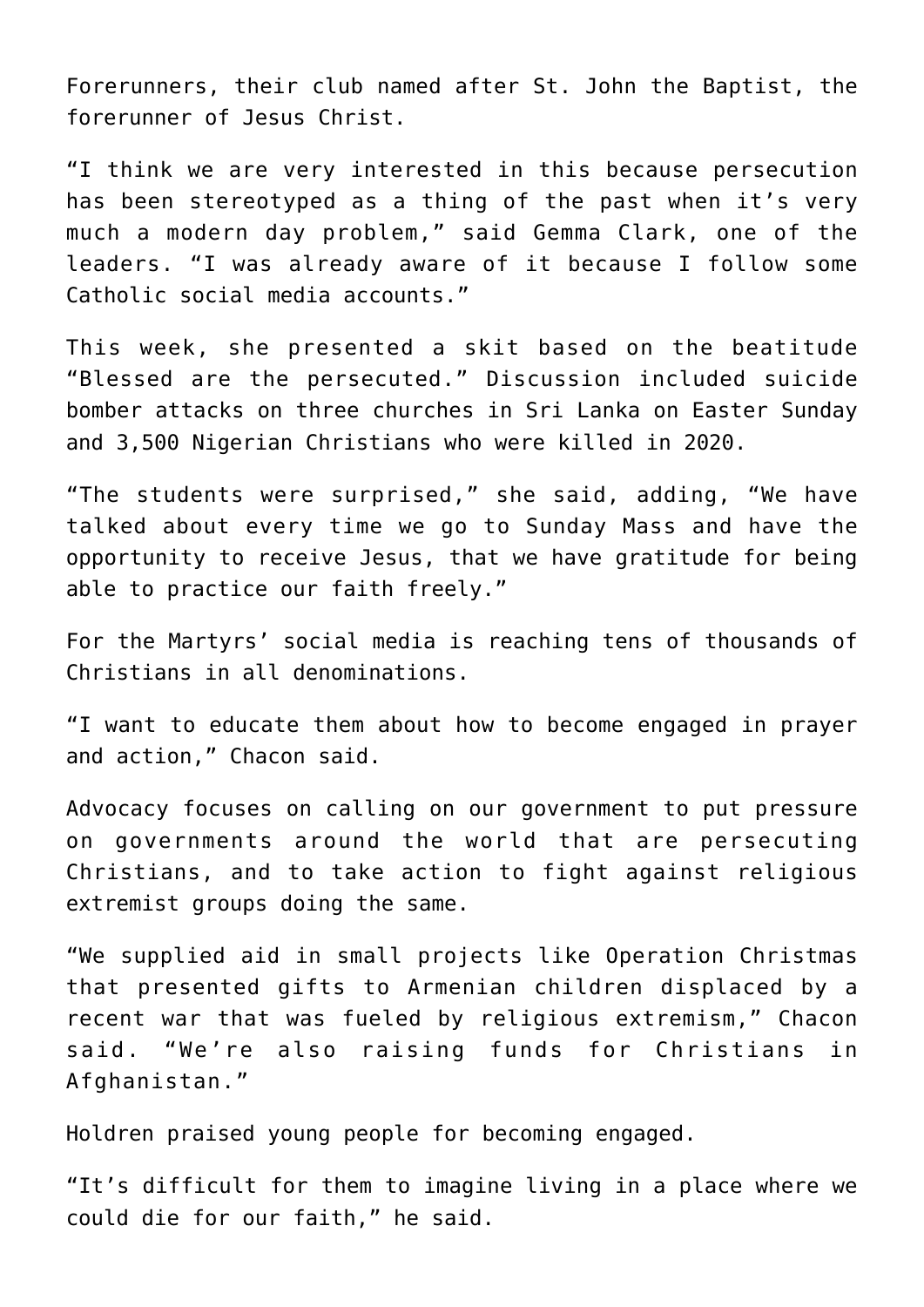Forerunners, their club named after St. John the Baptist, the forerunner of Jesus Christ.

"I think we are very interested in this because persecution has been stereotyped as a thing of the past when it's very much a modern day problem," said Gemma Clark, one of the leaders. "I was already aware of it because I follow some Catholic social media accounts."

This week, she presented a skit based on the beatitude "Blessed are the persecuted." Discussion included suicide bomber attacks on three churches in Sri Lanka on Easter Sunday and 3,500 Nigerian Christians who were killed in 2020.

"The students were surprised," she said, adding, "We have talked about every time we go to Sunday Mass and have the opportunity to receive Jesus, that we have gratitude for being able to practice our faith freely."

For the Martyrs' social media is reaching tens of thousands of Christians in all denominations.

"I want to educate them about how to become engaged in prayer and action," Chacon said.

Advocacy focuses on calling on our government to put pressure on governments around the world that are persecuting Christians, and to take action to fight against religious extremist groups doing the same.

"We supplied aid in small projects like Operation Christmas that presented gifts to Armenian children displaced by a recent war that was fueled by religious extremism," Chacon said. "We're also raising funds for Christians in Afghanistan."

Holdren praised young people for becoming engaged.

"It's difficult for them to imagine living in a place where we could die for our faith," he said.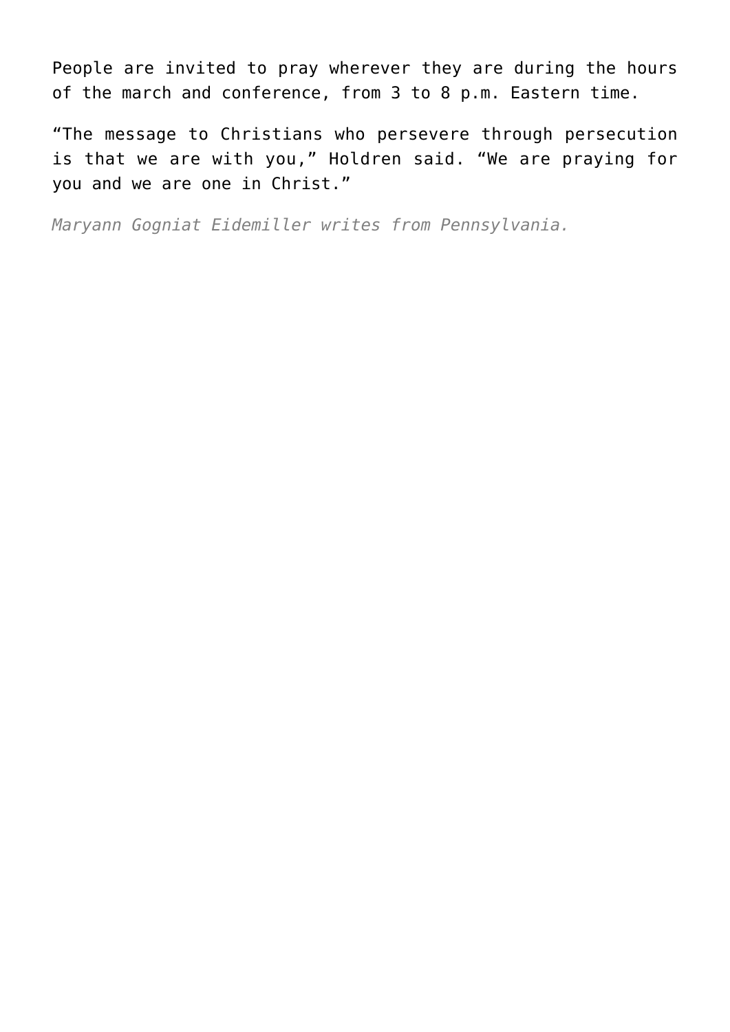People are invited to pray wherever they are during the hours of the march and conference, from 3 to 8 p.m. Eastern time.

“The message to Christians who persevere through persecution is that we are with you,” Holdren said. “We are praying for you and we are one in Christ.”

*Maryann Gogniat Eidemiller writes from Pennsylvania.*